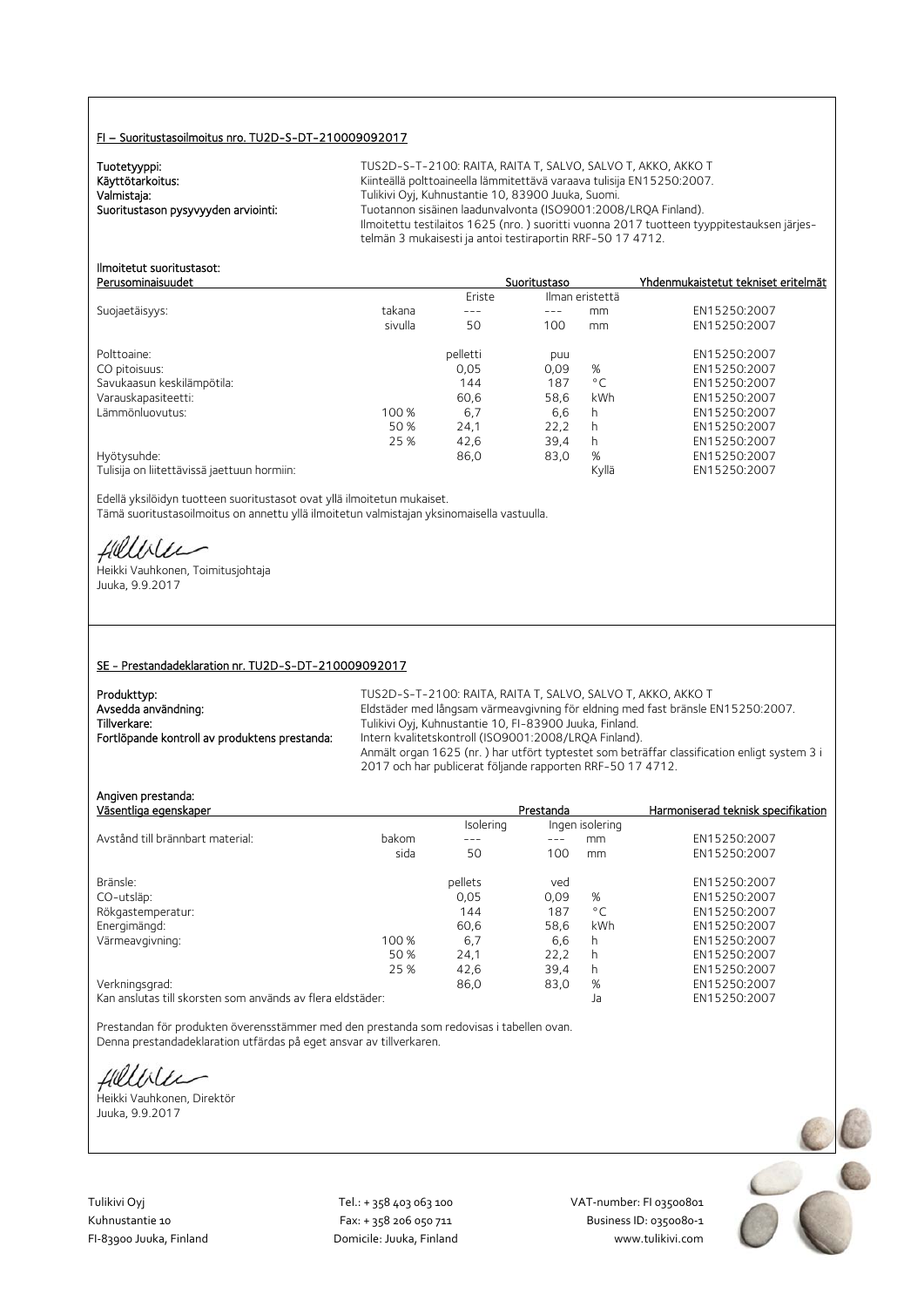## FI – Suoritustasoilmoitus nro. TU2D-S-DT-210009092017

**Tuotetyyppi:** TUS2D-S-T-2100: RAITA, RAITA T, SALVO, SALVO T, AKKO, AKKO T
**Käyttötarkoitus:** Kiinteällä polttoaineella lämmitettävä varaava tulisija EN15250:2007.
**Valmistaja:** Tulikivi Oyj, Kuhnustantie 10, 83900 Juuka, Suomi.
**Suoritustason pysyvyyden arviointi:** Tuotannon sisäinen laadunvalvonta (ISO9001:2008/LRQA Finland).
Ilmoitettu testilaitos 1625 (nro. ) suoritti vuonna 2017 tuotteen tyyppitestauksen järjestelmän 3 mukaisesti ja antoi testiraportin RRF-50 17 4712.

**Ilmoitetut suoritustasot:**

| Perusominaisuudet | | Suoritustaso | | | Yhdenmukaistetut tekniset eritelmät |
|---|---|---|---|---|---|
| | | Eriste | Ilman eristettä | | |
| Suojaetäisyys: | takana | --- | --- | mm | EN15250:2007 |
| | sivulla | 50 | 100 | mm | EN15250:2007 |
| Polttoaine: | | pelletti | puu | | EN15250:2007 |
| CO pitoisuus: | | 0,05 | 0,09 | % | EN15250:2007 |
| Savukaasun keskilämpötila: | | 144 | 187 | °C | EN15250:2007 |
| Varauskapasiteetti: | | 60,6 | 58,6 | kWh | EN15250:2007 |
| Lämmönluovutus: | 100 % | 6,7 | 6,6 | h | EN15250:2007 |
| | 50 % | 24,1 | 22,2 | h | EN15250:2007 |
| | 25 % | 42,6 | 39,4 | h | EN15250:2007 |
| Hyötysuhde: | | 86,0 | 83,0 | % | EN15250:2007 |
| Tulisija on liitettävissä jaettuun hormiin: | | | | Kyllä | EN15250:2007 |

Edellä yksilöidyn tuotteen suoritustasot ovat yllä ilmoitetun mukaiset.
Tämä suoritustasoilmoitus on annettu yllä ilmoitetun valmistajan yksinomaisella vastuulla.

Heikki Vauhkonen, Toimitusjohtaja
Juuka, 9.9.2017

## SE - Prestandadeklaration nr. TU2D-S-DT-210009092017

**Produkttyp:** TUS2D-S-T-2100: RAITA, RAITA T, SALVO, SALVO T, AKKO, AKKO T
**Avsedda användning:** Eldstäder med långsam värmeavgivning för eldning med fast bränsle EN15250:2007.
**Tillverkare:** Tulikivi Oyj, Kuhnustantie 10, FI-83900 Juuka, Finland.
**Fortlöpande kontroll av produktens prestanda:** Intern kvalitetskontroll (ISO9001:2008/LRQA Finland).
Anmält organ 1625 (nr. ) har utfört typtestet som beträffar classification enligt system 3 i 2017 och har publicerat följande rapporten RRF-50 17 4712.

**Angiven prestanda:**

| Väsentliga egenskaper | | Prestanda | | | Harmoniserad teknisk specifikation |
|---|---|---|---|---|---|
| | | Isolering | Ingen isolering | | |
| Avstånd till brännbart material: | bakom | --- | --- | mm | EN15250:2007 |
| | sida | 50 | 100 | mm | EN15250:2007 |
| Bränsle: | | pellets | ved | | EN15250:2007 |
| CO-utsläp: | | 0,05 | 0,09 | % | EN15250:2007 |
| Rökgastemperatur: | | 144 | 187 | °C | EN15250:2007 |
| Energimängd: | | 60,6 | 58,6 | kWh | EN15250:2007 |
| Värmeavgivning: | 100 % | 6,7 | 6,6 | h | EN15250:2007 |
| | 50 % | 24,1 | 22,2 | h | EN15250:2007 |
| | 25 % | 42,6 | 39,4 | h | EN15250:2007 |
| Verkningsgrad: | | 86,0 | 83,0 | % | EN15250:2007 |
| Kan anslutas till skorsten som används av flera eldstäder: | | | | Ja | EN15250:2007 |

Prestandan för produkten överensstämmer med den prestanda som redovisas i tabellen ovan.
Denna prestandadeklaration utfärdas på eget ansvar av tillverkaren.

Heikki Vauhkonen, Direktör
Juuka, 9.9.2017

Tulikivi Oyj
Kuhnustantie 10
FI-83900 Juuka, Finland

Tel.: + 358 403 063 100
Fax: + 358 206 050 711
Domicile: Juuka, Finland

VAT-number: FI 03500801
Business ID: 0350080-1
www.tulikivi.com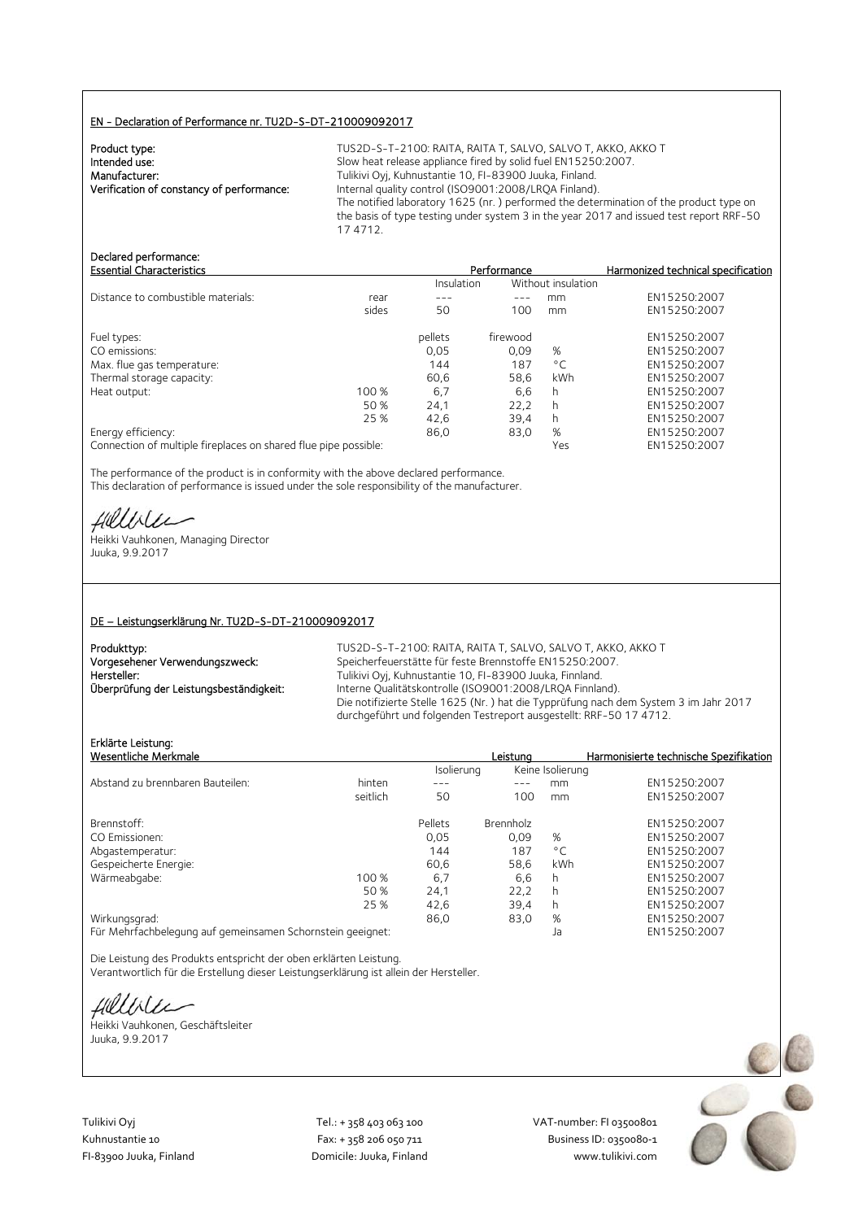## EN - Declaration of Performance nr. TU2D-S-DT-210009092017

**Product type:** TUS2D-S-T-2100: RAITA, RAITA T, SALVO, SALVO T, AKKO, AKKO T
**Intended use:** Slow heat release appliance fired by solid fuel EN15250:2007.
**Manufacturer:** Tulikivi Oyj, Kuhnustantie 10, FI-83900 Juuka, Finland.
**Verification of constancy of performance:** Internal quality control (ISO9001:2008/LRQA Finland).
The notified laboratory 1625 (nr. ) performed the determination of the product type on the basis of type testing under system 3 in the year 2017 and issued test report RRF-50 17 4712.

**Declared performance:**

| Essential Characteristics | | Performance | | | Harmonized technical specification |
|---|---|---|---|---|---|
| | | Insulation | Without insulation | | |
| Distance to combustible materials: | rear | --- | --- | mm | EN15250:2007 |
| | sides | 50 | 100 | mm | EN15250:2007 |
| Fuel types: | | pellets | firewood | | EN15250:2007 |
| CO emissions: | | 0,05 | 0,09 | % | EN15250:2007 |
| Max. flue gas temperature: | | 144 | 187 | °C | EN15250:2007 |
| Thermal storage capacity: | | 60,6 | 58,6 | kWh | EN15250:2007 |
| Heat output: | 100 % | 6,7 | 6,6 | h | EN15250:2007 |
| | 50 % | 24,1 | 22,2 | h | EN15250:2007 |
| | 25 % | 42,6 | 39,4 | h | EN15250:2007 |
| Energy efficiency: | | 86,0 | 83,0 | % | EN15250:2007 |
| Connection of multiple fireplaces on shared flue pipe possible: | | | | Yes | EN15250:2007 |

The performance of the product is in conformity with the above declared performance.
This declaration of performance is issued under the sole responsibility of the manufacturer.

Heikki Vauhkonen, Managing Director
Juuka, 9.9.2017

## DE – Leistungserklärung Nr. TU2D-S-DT-210009092017

**Produkttyp:** TUS2D-S-T-2100: RAITA, RAITA T, SALVO, SALVO T, AKKO, AKKO T
**Vorgesehener Verwendungszweck:** Speicherfeuerstätte für feste Brennstoffe EN15250:2007.
**Hersteller:** Tulikivi Oyj, Kuhnustantie 10, FI-83900 Juuka, Finnland.
**Überprüfung der Leistungsbeständigkeit:** Interne Qualitätskontrolle (ISO9001:2008/LRQA Finnland).
Die notifizierte Stelle 1625 (Nr. ) hat die Typprüfung nach dem System 3 im Jahr 2017 durchgeführt und folgenden Testreport ausgestellt: RRF-50 17 4712.

**Erklärte Leistung:**

| Wesentliche Merkmale | | Leistung | | | Harmonisierte technische Spezifikation |
|---|---|---|---|---|---|
| | | Isolierung | Keine Isolierung | | |
| Abstand zu brennbaren Bauteilen: | hinten | --- | --- | mm | EN15250:2007 |
| | seitlich | 50 | 100 | mm | EN15250:2007 |
| Brennstoff: | | Pellets | Brennholz | | EN15250:2007 |
| CO Emissionen: | | 0,05 | 0,09 | % | EN15250:2007 |
| Abgastemperatur: | | 144 | 187 | °C | EN15250:2007 |
| Gespeicherte Energie: | | 60,6 | 58,6 | kWh | EN15250:2007 |
| Wärmeabgabe: | 100 % | 6,7 | 6,6 | h | EN15250:2007 |
| | 50 % | 24,1 | 22,2 | h | EN15250:2007 |
| | 25 % | 42,6 | 39,4 | h | EN15250:2007 |
| Wirkungsgrad: | | 86,0 | 83,0 | % | EN15250:2007 |
| Für Mehrfachbelegung auf gemeinsamen Schornstein geeignet: | | | | Ja | EN15250:2007 |

Die Leistung des Produkts entspricht der oben erklärten Leistung.
Verantwortlich für die Erstellung dieser Leistungserklärung ist allein der Hersteller.

Heikki Vauhkonen, Geschäftsleiter
Juuka, 9.9.2017

Tulikivi Oyj
Kuhnustantie 10
FI-83900 Juuka, Finland

Tel.: + 358 403 063 100
Fax: + 358 206 050 711
Domicile: Juuka, Finland

VAT-number: FI 03500801
Business ID: 0350080-1
www.tulikivi.com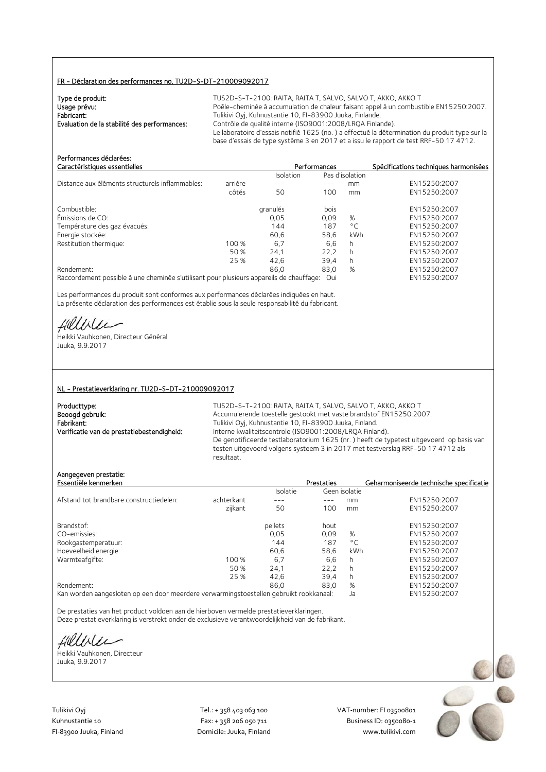FR - Déclaration des performances no. TU2D-S-DT-210009092017

**Type de produit:** TUS2D-S-T-2100: RAITA, RAITA T, SALVO, SALVO T, AKKO, AKKO T
**Usage prévu:** Poêle-cheminée à accumulation de chaleur faisant appel à un combustible EN15250:2007.
**Fabricant:** Tulikivi Oyj, Kuhnustantie 10, FI-83900 Juuka, Finlande.
**Evaluation de la stabilité des performances:** Contrôle de qualité interne (ISO9001:2008/LRQA Finlande).
Le laboratoire d'essais notifié 1625 (no. ) a effectué la détermination du produit type sur la base d'essais de type système 3 en 2017 et a issu le rapport de test RRF-50 17 4712.

**Performances déclarées:**

| Caractéristiques essentielles | | Performances | | | Spécifications techniques harmonisées |
|---|---|---|---|---|---|
| | | Isolation | Pas d'isolation | | |
| Distance aux éléments structurels inflammables: | arrière | --- | --- | mm | EN15250:2007 |
| | côtés | 50 | 100 | mm | EN15250:2007 |
| Combustible: | | granulés | bois | | EN15250:2007 |
| Émissions de CO: | | 0,05 | 0,09 | % | EN15250:2007 |
| Température des gaz évacués: | | 144 | 187 | °C | EN15250:2007 |
| Energie stockée: | | 60,6 | 58,6 | kWh | EN15250:2007 |
| Restitution thermique: | 100 % | 6,7 | 6,6 | h | EN15250:2007 |
| | 50 % | 24,1 | 22,2 | h | EN15250:2007 |
| | 25 % | 42,6 | 39,4 | h | EN15250:2007 |
| Rendement: | | 86,0 | 83,0 | % | EN15250:2007 |
| Raccordement possible à une cheminée s'utilisant pour plusieurs appareils de chauffage: | | | Oui | | EN15250:2007 |

Les performances du produit sont conformes aux performances déclarées indiquées en haut.
La présente déclaration des performances est établie sous la seule responsabilité du fabricant.

Heikki Vauhkonen, Directeur Général
Juuka, 9.9.2017

NL - Prestatieverklaring nr. TU2D-S-DT-210009092017

**Producttype:** TUS2D-S-T-2100: RAITA, RAITA T, SALVO, SALVO T, AKKO, AKKO T
**Beoogd gebruik:** Accumulerende toestelle gestookt met vaste brandstof EN15250:2007.
**Fabrikant:** Tulikivi Oyj, Kuhnustantie 10, FI-83900 Juuka, Finland.
**Verificatie van de prestatiebestendigheid:** Interne kwaliteitscontrole (ISO9001:2008/LRQA Finland).
De genotificeerde testlaboratorium 1625 (nr. ) heeft de typetest uitgevoerd op basis van testen uitgevoerd volgens systeem 3 in 2017 met testverslag RRF-50 17 4712 als resultaat.

**Aangegeven prestatie:**

| Essentiële kenmerken | | Prestaties | | | Geharmoniseerde technische specificatie |
|---|---|---|---|---|---|
| | | Isolatie | Geen isolatie | | |
| Afstand tot brandbare constructiedelen: | achterkant | --- | --- | mm | EN15250:2007 |
| | zijkant | 50 | 100 | mm | EN15250:2007 |
| Brandstof: | | pellets | hout | | EN15250:2007 |
| CO-emissies: | | 0,05 | 0,09 | % | EN15250:2007 |
| Rookgastemperatuur: | | 144 | 187 | °C | EN15250:2007 |
| Hoeveelheid energie: | | 60,6 | 58,6 | kWh | EN15250:2007 |
| Warmteafgifte: | 100 % | 6,7 | 6,6 | h | EN15250:2007 |
| | 50 % | 24,1 | 22,2 | h | EN15250:2007 |
| | 25 % | 42,6 | 39,4 | h | EN15250:2007 |
| Rendement: | | 86,0 | 83,0 | % | EN15250:2007 |
| Kan worden aangesloten op een door meerdere verwarmingstoestellen gebruikt rookkanaal: | | | | Ja | EN15250:2007 |

De prestaties van het product voldoen aan de hierboven vermelde prestatieverklaringen.
Deze prestatieverklaring is verstrekt onder de exclusieve verantwoordelijkheid van de fabrikant.

Heikki Vauhkonen, Directeur
Juuka, 9.9.2017

Tulikivi Oyj
Kuhnustantie 10
FI-83900 Juuka, Finland

Tel.: + 358 403 063 100
Fax: + 358 206 050 711
Domicile: Juuka, Finland

VAT-number: FI 03500801
Business ID: 0350080-1
www.tulikivi.com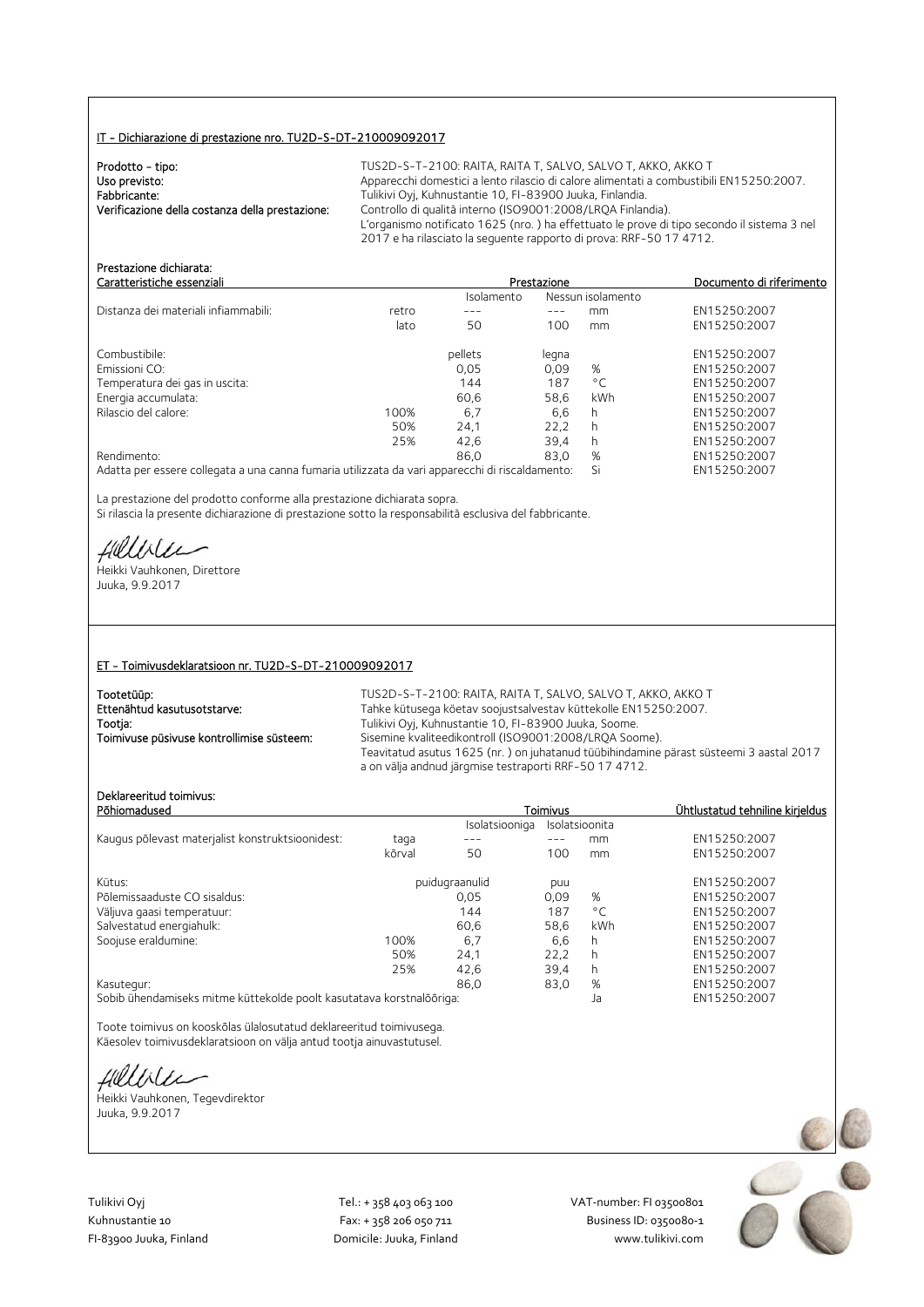## IT - Dichiarazione di prestazione nro. TU2D-S-DT-210009092017

**Prodotto - tipo:** TUS2D-S-T-2100: RAITA, RAITA T, SALVO, SALVO T, AKKO, AKKO T

**Uso previsto:** Apparecchi domestici a lento rilascio di calore alimentati a combustibili EN15250:2007.

**Fabbricante:** Tulikivi Oyj, Kuhnustantie 10, FI-83900 Juuka, Finlandia.

**Verificazione della costanza della prestazione:** Controllo di qualità interno (ISO9001:2008/LRQA Finlandia).
L'organismo notificato 1625 (nro. ) ha effettuato le prove di tipo secondo il sistema 3 nel 2017 e ha rilasciato la seguente rapporto di prova: RRF-50 17 4712.

**Prestazione dichiarata:**

| Caratteristiche essenziali | | Prestazione | | | Documento di riferimento |
|---|---|---|---|---|---|
| | | Isolamento | Nessun isolamento | | |
| Distanza dei materiali infiammabili: | retro | --- | --- | mm | EN15250:2007 |
| | lato | 50 | 100 | mm | EN15250:2007 |
| Combustibile: | | pellets | legna | | EN15250:2007 |
| Emissioni CO: | | 0,05 | 0,09 | % | EN15250:2007 |
| Temperatura dei gas in uscita: | | 144 | 187 | °C | EN15250:2007 |
| Energia accumulata: | | 60,6 | 58,6 | kWh | EN15250:2007 |
| Rilascio del calore: | 100% | 6,7 | 6,6 | h | EN15250:2007 |
| | 50% | 24,1 | 22,2 | h | EN15250:2007 |
| | 25% | 42,6 | 39,4 | h | EN15250:2007 |
| Rendimento: | | 86,0 | 83,0 | % | EN15250:2007 |
| Adatta per essere collegata a una canna fumaria utilizzata da vari apparecchi di riscaldamento: | | | Si | | EN15250:2007 |

La prestazione del prodotto conforme alla prestazione dichiarata sopra.
Si rilascia la presente dichiarazione di prestazione sotto la responsabilità esclusiva del fabbricante.

Heikki Vauhkonen, Direttore
Juuka, 9.9.2017

## ET - Toimivusdeklaratsioon nr. TU2D-S-DT-210009092017

**Tootetüüp:** TUS2D-S-T-2100: RAITA, RAITA T, SALVO, SALVO T, AKKO, AKKO T

**Ettenähtud kasutusotstarve:** Tahke kütusega köetav soojustsalvestav küttekolle EN15250:2007.

**Tootja:** Tulikivi Oyj, Kuhnustantie 10, FI-83900 Juuka, Soome.

**Toimivuse püsivuse kontrollimise süsteem:** Sisemine kvaliteedikontroll (ISO9001:2008/LRQA Soome).
Teavitatud asutus 1625 (nr. ) on juhatanud tüübihindamine pärast süsteemi 3 aastal 2017 a on välja andnud järgmise testraporti RRF-50 17 4712.

**Deklareeritud toimivus:**

| Põhiomadused | | Toimivus | | | Ühtlustatud tehniline kirjeldus |
|---|---|---|---|---|---|
| | | Isolatsiooniga | Isolatsioonita | | |
| Kaugus põlevast materjalist konstruktsioonidest: | taga | --- | --- | mm | EN15250:2007 |
| | kõrval | 50 | 100 | mm | EN15250:2007 |
| Kütus: | | puidugraanulid | puu | | EN15250:2007 |
| Põlemissaaduste CO sisaldus: | | 0,05 | 0,09 | % | EN15250:2007 |
| Väljuva gaasi temperatuur: | | 144 | 187 | °C | EN15250:2007 |
| Salvestatud energiahulk: | | 60,6 | 58,6 | kWh | EN15250:2007 |
| Soojuse eraldumine: | 100% | 6,7 | 6,6 | h | EN15250:2007 |
| | 50% | 24,1 | 22,2 | h | EN15250:2007 |
| | 25% | 42,6 | 39,4 | h | EN15250:2007 |
| Kasutegur: | | 86,0 | 83,0 | % | EN15250:2007 |
| Sobib ühendamiseks mitme küttekolde poolt kasutatava korstnalõõriga: | | | | Ja | EN15250:2007 |

Toote toimivus on kooskõlas ülalosutatud deklareeritud toimivusega.
Käesolev toimivusdeklaratsioon on välja antud tootja ainuvastutusel.

Heikki Vauhkonen, Tegevdirektor
Juuka, 9.9.2017

Tulikivi Oyj
Kuhnustantie 10
FI-83900 Juuka, Finland

Tel.: + 358 403 063 100
Fax: + 358 206 050 711
Domicile: Juuka, Finland

VAT-number: FI 03500801
Business ID: 0350080-1
www.tulikivi.com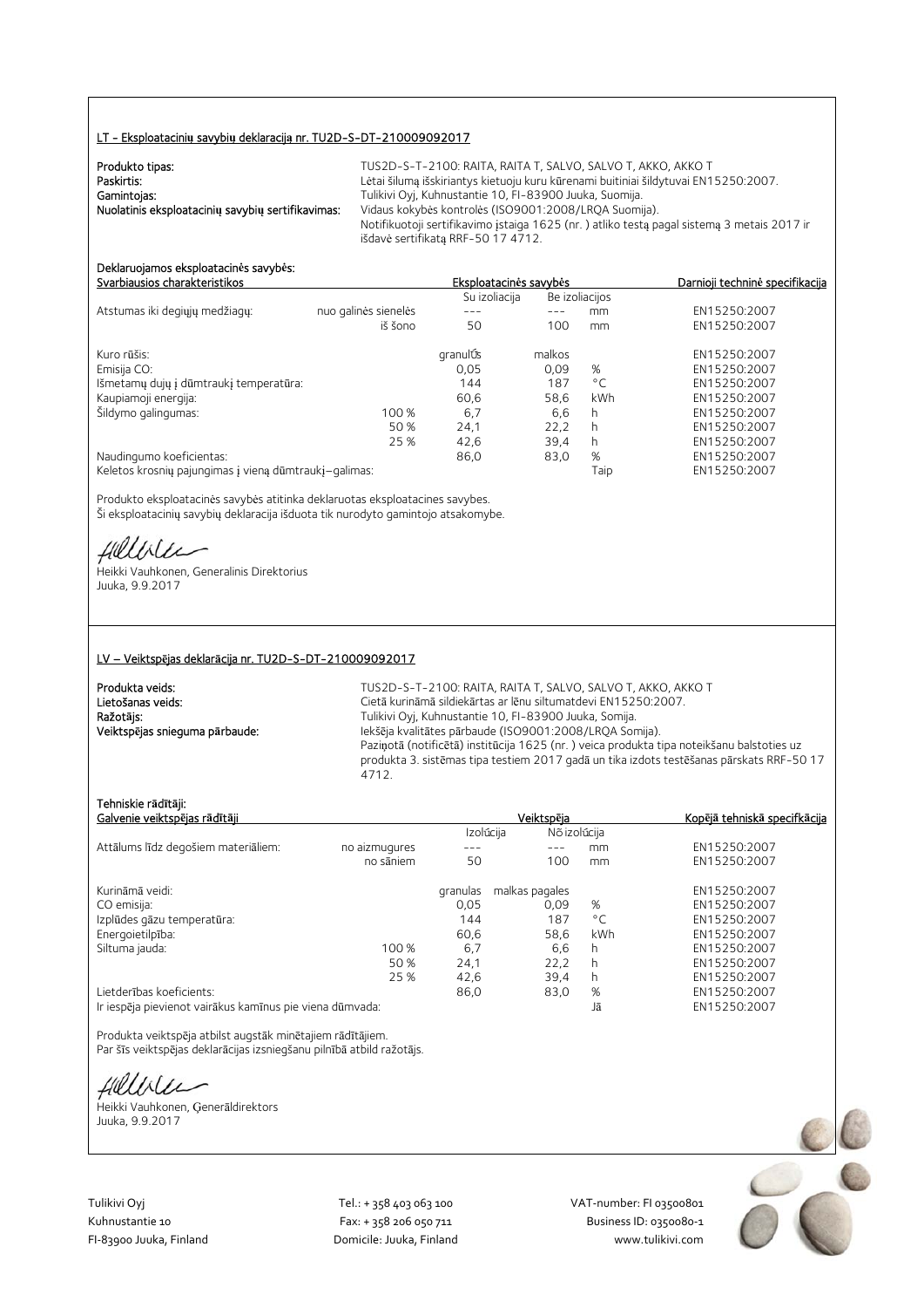## LT - Eksploatacinių savybių deklaracija nr. TU2D-S-DT-210009092017

**Produkto tipas:** TUS2D-S-T-2100: RAITA, RAITA T, SALVO, SALVO T, AKKO, AKKO T
**Paskirtis:** Lėtai šilumą išskiriantys kietuoju kuru kūrenami buitiniai šildytuvai EN15250:2007.
**Gamintojas:** Tulikivi Oyj, Kuhnustantie 10, FI-83900 Juuka, Suomija.
**Nuolatinis eksploatacinių savybių sertifikavimas:** Vidaus kokybės kontrolės (ISO9001:2008/LRQA Suomija).
Notifikuotoji sertifikavimo įstaiga 1625 (nr. ) atliko testą pagal sistemą 3 metais 2017 ir išdavė sertifikatą RRF-50 17 4712.

**Deklaruojamos eksploatacinės savybės:**

| Svarbiausios charakteristikos | | Eksploatacinės savybės | | | Darnioji techninė specifikacija |
|---|---|---|---|---|---|
| | | Su izoliacija | Be izoliacijos | | |
| Atstumas iki degiųjų medžiagų: | nuo galinės sienelės | --- | --- | mm | EN15250:2007 |
| | iš šono | 50 | 100 | mm | EN15250:2007 |
| Kuro rūšis: | | granulÚs | malkos | | EN15250:2007 |
| Emisija CO: | | 0,05 | 0,09 | % | EN15250:2007 |
| Išmetamų dujų į dūmtraukį temperatūra: | | 144 | 187 | °C | EN15250:2007 |
| Kaupiamoji energija: | | 60,6 | 58,6 | kWh | EN15250:2007 |
| Šildymo galingumas: | 100 % | 6,7 | 6,6 | h | EN15250:2007 |
| | 50 % | 24,1 | 22,2 | h | EN15250:2007 |
| | 25 % | 42,6 | 39,4 | h | EN15250:2007 |
| Naudingumo koeficientas: | | 86,0 | 83,0 | % | EN15250:2007 |
| Keletos krosnių pajungimas į vieną dūmtraukį–galimas: | | | | Taip | EN15250:2007 |

Produkto eksploatacinės savybės atitinka deklaruotas eksploatacines savybes.
Ši eksploatacinių savybių deklaracija išduota tik nurodyto gamintojo atsakomybe.

Heikki Vauhkonen, Generalinis Direktorius
Juuka, 9.9.2017

## LV – Veiktspējas deklarācija nr. TU2D-S-DT-210009092017

**Produkta veids:** TUS2D-S-T-2100: RAITA, RAITA T, SALVO, SALVO T, AKKO, AKKO T
**Lietošanas veids:** Cietā kurināmā sildiekārtas ar lēnu siltumatdevi EN15250:2007.
**Ražotājs:** Tulikivi Oyj, Kuhnustantie 10, FI-83900 Juuka, Somija.
**Veiktspējas snieguma pārbaude:** Iekšēja kvalitātes pārbaude (ISO9001:2008/LRQA Somija).
Paziņotā (notificētā) institūcija 1625 (nr. ) veica produkta tipa noteikšanu balstoties uz produkta 3. sistēmas tipa testiem 2017 gadā un tika izdots testēšanas pārskats RRF-50 17 4712.

**Tehniskie rādītāji:**

| Galvenie veiktspējas rādītāji | | Veiktspēja | | | Kopējā tehniskā specifkācija |
|---|---|---|---|---|---|
| | | Izolúcija | Nõ izolúcija | | |
| Attālums līdz degošiem materiāliem: | no aizmugures | --- | --- | mm | EN15250:2007 |
| | no sāniem | 50 | 100 | mm | EN15250:2007 |
| Kurināmā veidi: | | granulas | malkas pagales | | EN15250:2007 |
| CO emisija: | | 0,05 | 0,09 | % | EN15250:2007 |
| Izplūdes gāzu temperatūra: | | 144 | 187 | °C | EN15250:2007 |
| Energoietilpība: | | 60,6 | 58,6 | kWh | EN15250:2007 |
| Siltuma jauda: | 100 % | 6,7 | 6,6 | h | EN15250:2007 |
| | 50 % | 24,1 | 22,2 | h | EN15250:2007 |
| | 25 % | 42,6 | 39,4 | h | EN15250:2007 |
| Lietderības koeficients: | | 86,0 | 83,0 | % | EN15250:2007 |
| Ir iespēja pievienot vairākus kamīnus pie viena dūmvada: | | | | Jā | EN15250:2007 |

Produkta veiktspēja atbilst augstāk minētajiem rādītājiem.
Par šīs veiktspējas deklarācijas izsniegšanu pilnībā atbild ražotājs.

Heikki Vauhkonen, Ģenerāldirektors
Juuka, 9.9.2017

Tulikivi Oyj
Kuhnustantie 10
FI-83900 Juuka, Finland

Tel.: + 358 403 063 100
Fax: + 358 206 050 711
Domicile: Juuka, Finland

VAT-number: FI 03500801
Business ID: 0350080-1
www.tulikivi.com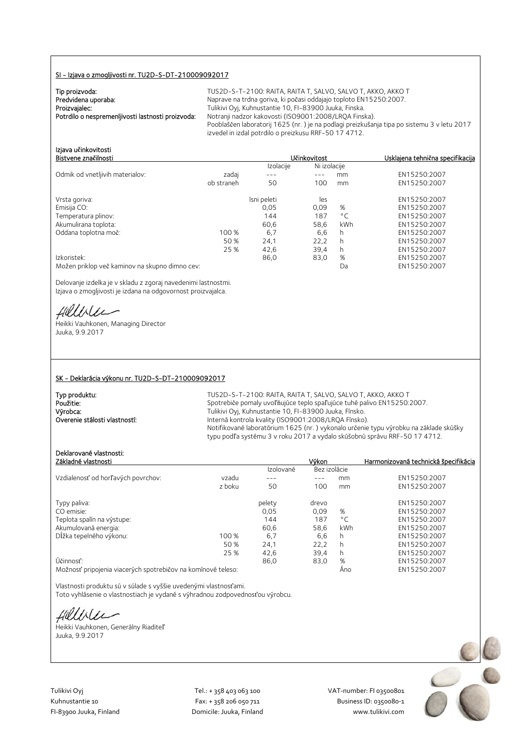## SI – Izjava o zmogljivosti nr. TU2D-S-DT-210009092017

**Tip proizvoda:** TUS2D-S-T-2100: RAITA, RAITA T, SALVO, SALVO T, AKKO, AKKO T
**Predvidena uporaba:** Naprave na trdna goriva, ki počasi oddajajo toploto EN15250:2007.
**Proizvajalec:** Tulikivi Oyj, Kuhnustantie 10, FI-83900 Juuka, Finska.
**Potrdilo o nespremenljivosti lastnosti proizvoda:** Notranji nadzor kakovosti (ISO9001:2008/LRQA Finska).
Pooblaščen laboratorij 1625 (nr. ) je na podlagi preizkušanja tipa po sistemu 3 v letu 2017 izvedel in izdal potrdilo o preizkusu RRF-50 17 4712.

**Izjava učinkovitosti**

| Bistvene značilnosti | | Učinkovitost | | | Usklajena tehnična specifikacija |
|---|---|---|---|---|---|
| | | Izolacije | Ni izolacije | | |
| Odmik od vnetljivih materialov: | zadaj | --- | --- | mm | EN15250:2007 |
| | ob straneh | 50 | 100 | mm | EN15250:2007 |
| Vrsta goriva: | | lsni peleti | les | | EN15250:2007 |
| Emisija CO: | | 0,05 | 0,09 | % | EN15250:2007 |
| Temperatura plinov: | | 144 | 187 | °C | EN15250:2007 |
| Akumulirana toplota: | | 60,6 | 58,6 | kWh | EN15250:2007 |
| Oddana toplotna moč: | 100 % | 6,7 | 6,6 | h | EN15250:2007 |
| | 50 % | 24,1 | 22,2 | h | EN15250:2007 |
| | 25 % | 42,6 | 39,4 | h | EN15250:2007 |
| Izkoristek: | | 86,0 | 83,0 | % | EN15250:2007 |
| Možen priklop več kaminov na skupno dimno cev: | | | | Da | EN15250:2007 |

Delovanje izdelka je v skladu z zgoraj navedenimi lastnostmi.
Izjava o zmogljivosti je izdana na odgovornost proizvajalca.

Heikki Vauhkonen, Managing Director
Juuka, 9.9.2017

## SK – Deklarácia výkonu nr. TU2D-S-DT-210009092017

**Typ produktu:** TUS2D-S-T-2100: RAITA, RAITA T, SALVO, SALVO T, AKKO, AKKO T
**Použitie:** Spotrebiče pomaly uvoľňujúce teplo spaľujúce tuhé palivo EN15250:2007.
**Výrobca:** Tulikivi Oyj, Kuhnustantie 10, FI-83900 Juuka, Fínsko.
**Overenie stálosti vlastností:** Interná kontrola kvality (ISO9001:2008/LRQA Fínsko).
Notifikované laboratórium 1625 (nr. ) vykonalo určenie typu výrobku na základe skúšky typu podľa systému 3 v roku 2017 a vydalo skúšobnú správu RRF-50 17 4712.

**Deklarované vlastnosti:**

| Základné vlastnosti | | Výkon | | | Harmonizovaná technická špecifikácia |
|---|---|---|---|---|---|
| | | Izolované | Bez izolácie | | |
| Vzdialenosť od horľavých povrchov: | vzadu | --- | --- | mm | EN15250:2007 |
| | z boku | 50 | 100 | mm | EN15250:2007 |
| Typy paliva: | | pelety | drevo | | EN15250:2007 |
| CO emisie: | | 0,05 | 0,09 | % | EN15250:2007 |
| Teplota spalín na výstupe: | | 144 | 187 | °C | EN15250:2007 |
| Akumulovaná energia: | | 60,6 | 58,6 | kWh | EN15250:2007 |
| Dĺžka tepelného výkonu: | 100 % | 6,7 | 6,6 | h | EN15250:2007 |
| | 50 % | 24,1 | 22,2 | h | EN15250:2007 |
| | 25 % | 42,6 | 39,4 | h | EN15250:2007 |
| Účinnosť: | | 86,0 | 83,0 | % | EN15250:2007 |
| Možnosť pripojenia viacerých spotrebičov na komínové teleso: | | | | Áno | EN15250:2007 |

Vlastnosti produktu sú v súlade s vyššie uvedenými vlastnosťami.
Toto vyhlásenie o vlastnostiach je vydané s výhradnou zodpovednosťou výrobcu.

Heikki Vauhkonen, Generálny Riaditeľ
Juuka, 9.9.2017

Tulikivi Oyj
Kuhnustantie 10
FI-83900 Juuka, Finland

Tel.: + 358 403 063 100
Fax: + 358 206 050 711
Domicile: Juuka, Finland

VAT-number: FI 03500801
Business ID: 0350080-1
www.tulikivi.com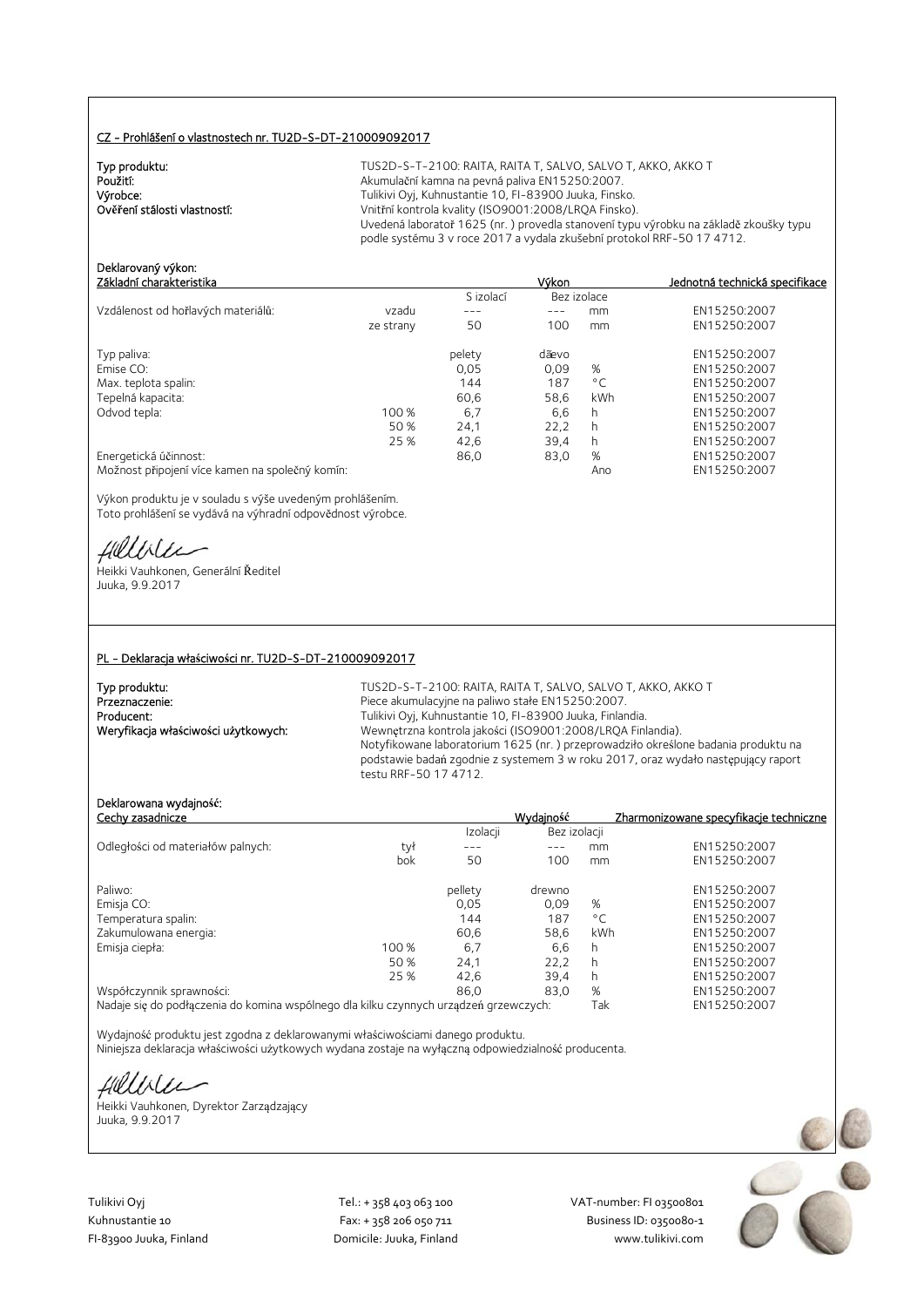## CZ - Prohlášení o vlastnostech nr. TU2D-S-DT-210009092017

| | |
|---|---|
| **Typ produktu:** | TUS2D-S-T-2100: RAITA, RAITA T, SALVO, SALVO T, AKKO, AKKO T |
| **Použití:** | Akumulační kamna na pevná paliva EN15250:2007. |
| **Výrobce:** | Tulikivi Oyj, Kuhnustantie 10, FI-83900 Juuka, Finsko. |
| **Ověření stálosti vlastností:** | Vnitřní kontrola kvality (ISO9001:2008/LRQA Finsko). Uvedená laboratoř 1625 (nr. ) provedla stanovení typu výrobku na základě zkoušky typu podle systému 3 v roce 2017 a vydala zkušební protokol RRF-50 17 4712. |

**Deklarovaný výkon:**

| Základní charakteristika | | Výkon | | | Jednotná technická specifikace |
|---|---|---|---|---|---|
| | | S izolací | Bez izolace | | |
| Vzdálenost od hořlavých materiálů: | vzadu | --- | --- | mm | EN15250:2007 |
| | ze strany | 50 | 100 | mm | EN15250:2007 |
| Typ paliva: | | pelety | dřevo | | EN15250:2007 |
| Emise CO: | | 0,05 | 0,09 | % | EN15250:2007 |
| Max. teplota spalin: | | 144 | 187 | °C | EN15250:2007 |
| Tepelná kapacita: | | 60,6 | 58,6 | kWh | EN15250:2007 |
| Odvod tepla: | 100 % | 6,7 | 6,6 | h | EN15250:2007 |
| | 50 % | 24,1 | 22,2 | h | EN15250:2007 |
| | 25 % | 42,6 | 39,4 | h | EN15250:2007 |
| Energetická účinnost: | | 86,0 | 83,0 | % | EN15250:2007 |
| Možnost připojení více kamen na společný komín: | | | | Ano | EN15250:2007 |

Výkon produktu je v souladu s výše uvedeným prohlášením.
Toto prohlášení se vydává na výhradní odpovědnost výrobce.

Heikki Vauhkonen, Generální Ředitel
Juuka, 9.9.2017

## PL - Deklaracja właściwości nr. TU2D-S-DT-210009092017

| | |
|---|---|
| **Typ produktu:** | TUS2D-S-T-2100: RAITA, RAITA T, SALVO, SALVO T, AKKO, AKKO T |
| **Przeznaczenie:** | Piece akumulacyjne na paliwo stałe EN15250:2007. |
| **Producent:** | Tulikivi Oyj, Kuhnustantie 10, FI-83900 Juuka, Finlandia. |
| **Weryfikacja właściwości użytkowych:** | Wewnętrzna kontrola jakości (ISO9001:2008/LRQA Finlandia). Notyfikowane laboratorium 1625 (nr. ) przeprowadziło określone badania produktu na podstawie badań zgodnie z systemem 3 w roku 2017, oraz wydało następujący raport testu RRF-50 17 4712. |

**Deklarowana wydajność:**

| Cechy zasadnicze | | Wydajność | | | Zharmonizowane specyfikacje techniczne |
|---|---|---|---|---|---|
| | | Izolacji | Bez izolacji | | |
| Odległości od materiałów palnych: | tył | --- | --- | mm | EN15250:2007 |
| | bok | 50 | 100 | mm | EN15250:2007 |
| Paliwo: | | pellety | drewno | | EN15250:2007 |
| Emisja CO: | | 0,05 | 0,09 | % | EN15250:2007 |
| Temperatura spalin: | | 144 | 187 | °C | EN15250:2007 |
| Zakumulowana energia: | | 60,6 | 58,6 | kWh | EN15250:2007 |
| Emisja ciepła: | 100 % | 6,7 | 6,6 | h | EN15250:2007 |
| | 50 % | 24,1 | 22,2 | h | EN15250:2007 |
| | 25 % | 42,6 | 39,4 | h | EN15250:2007 |
| Współczynnik sprawności: | | 86,0 | 83,0 | % | EN15250:2007 |
| Nadaje się do podłączenia do komina wspólnego dla kilku czynnych urządzeń grzewczych: | | | | Tak | EN15250:2007 |

Wydajność produktu jest zgodna z deklarowanymi właściwościami danego produktu.
Niniejsza deklaracja właściwości użytkowych wydana zostaje na wyłączną odpowiedzialność producenta.

Heikki Vauhkonen, Dyrektor Zarządzający
Juuka, 9.9.2017

Tulikivi Oyj
Kuhnustantie 10
FI-83900 Juuka, Finland

Tel.: + 358 403 063 100
Fax: + 358 206 050 711
Domicile: Juuka, Finland

VAT-number: FI 03500801
Business ID: 0350080-1
www.tulikivi.com